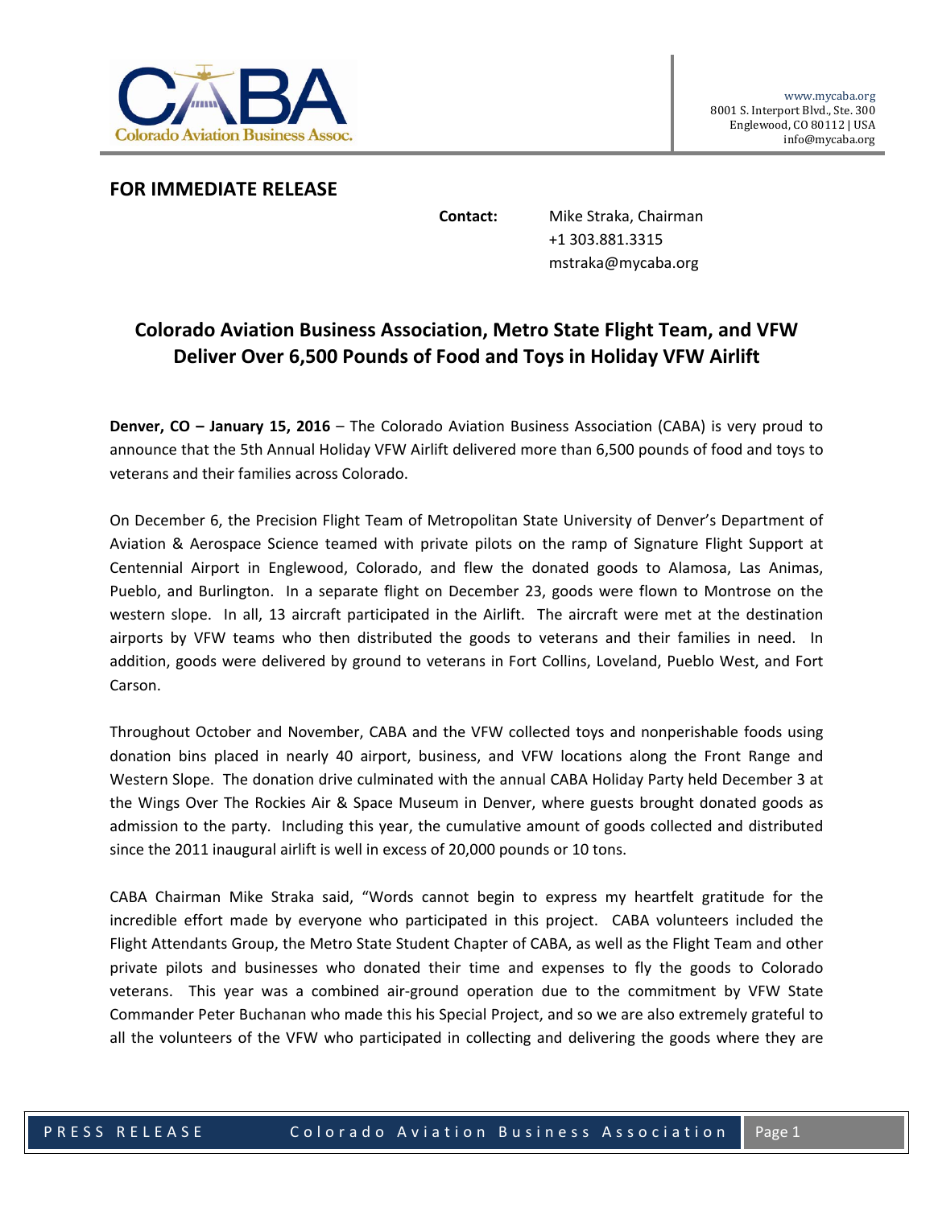www.mycaba.org
8001 S. Interport Blvd., Ste. 300
Englewood, CO 80112 | USA
info@mycaba.org

**FOR IMMEDIATE RELEASE**

**Contact:** Mike Straka, Chairman
+1 303.881.3315
mstraka@mycaba.org

## Colorado Aviation Business Association, Metro State Flight Team, and VFW Deliver Over 6,500 Pounds of Food and Toys in Holiday VFW Airlift

**Denver, CO – January 15, 2016** – The Colorado Aviation Business Association (CABA) is very proud to announce that the 5th Annual Holiday VFW Airlift delivered more than 6,500 pounds of food and toys to veterans and their families across Colorado.

On December 6, the Precision Flight Team of Metropolitan State University of Denver's Department of Aviation & Aerospace Science teamed with private pilots on the ramp of Signature Flight Support at Centennial Airport in Englewood, Colorado, and flew the donated goods to Alamosa, Las Animas, Pueblo, and Burlington. In a separate flight on December 23, goods were flown to Montrose on the western slope. In all, 13 aircraft participated in the Airlift. The aircraft were met at the destination airports by VFW teams who then distributed the goods to veterans and their families in need. In addition, goods were delivered by ground to veterans in Fort Collins, Loveland, Pueblo West, and Fort Carson.

Throughout October and November, CABA and the VFW collected toys and nonperishable foods using donation bins placed in nearly 40 airport, business, and VFW locations along the Front Range and Western Slope. The donation drive culminated with the annual CABA Holiday Party held December 3 at the Wings Over The Rockies Air & Space Museum in Denver, where guests brought donated goods as admission to the party. Including this year, the cumulative amount of goods collected and distributed since the 2011 inaugural airlift is well in excess of 20,000 pounds or 10 tons.

CABA Chairman Mike Straka said, "Words cannot begin to express my heartfelt gratitude for the incredible effort made by everyone who participated in this project. CABA volunteers included the Flight Attendants Group, the Metro State Student Chapter of CABA, as well as the Flight Team and other private pilots and businesses who donated their time and expenses to fly the goods to Colorado veterans. This year was a combined air-ground operation due to the commitment by VFW State Commander Peter Buchanan who made this his Special Project, and so we are also extremely grateful to all the volunteers of the VFW who participated in collecting and delivering the goods where they are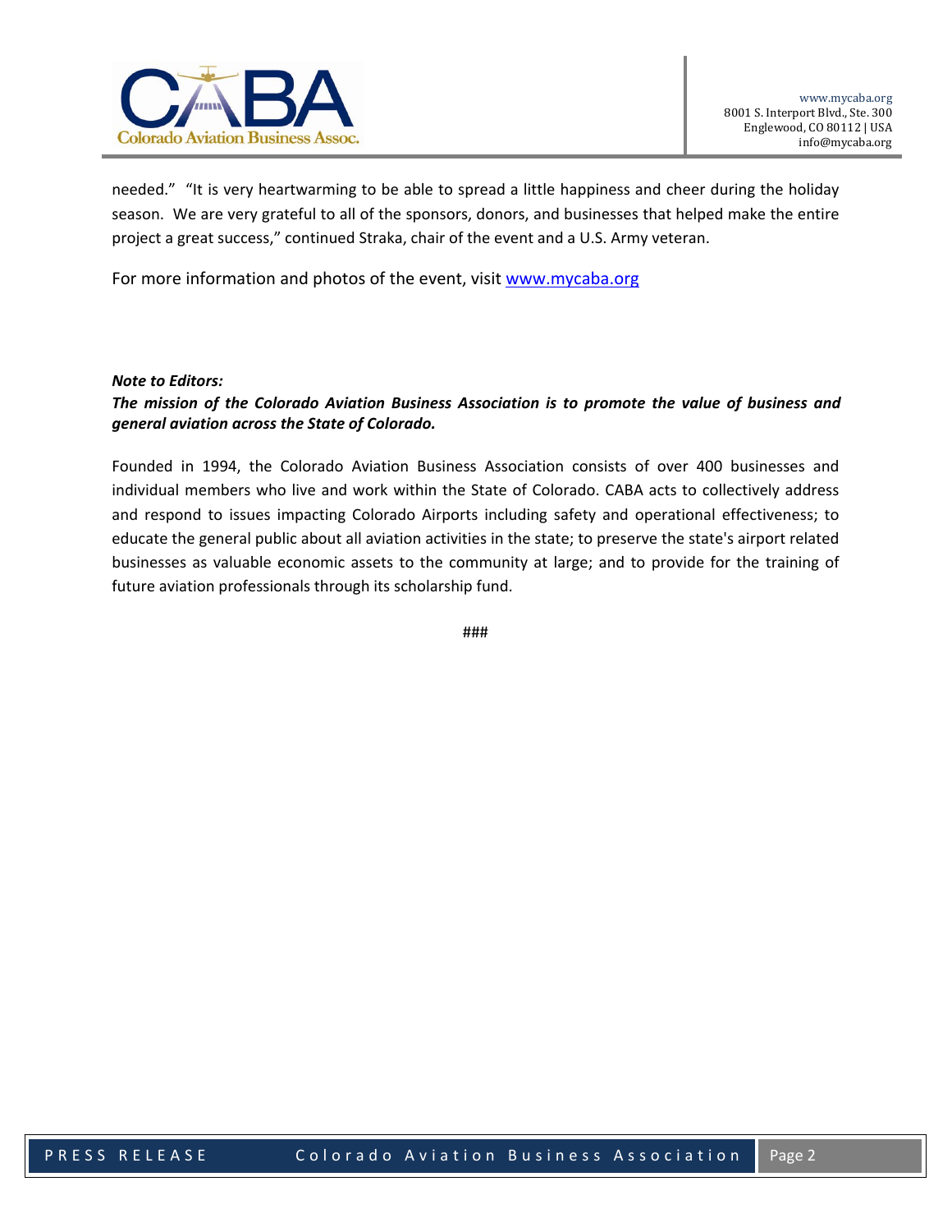needed." "It is very heartwarming to be able to spread a little happiness and cheer during the holiday season. We are very grateful to all of the sponsors, donors, and businesses that helped make the entire project a great success," continued Straka, chair of the event and a U.S. Army veteran.

For more information and photos of the event, visit [www.mycaba.org](http://www.mycaba.org)

***Note to Editors:***

***The mission of the Colorado Aviation Business Association is to promote the value of business and general aviation across the State of Colorado.***

Founded in 1994, the Colorado Aviation Business Association consists of over 400 businesses and individual members who live and work within the State of Colorado. CABA acts to collectively address and respond to issues impacting Colorado Airports including safety and operational effectiveness; to educate the general public about all aviation activities in the state; to preserve the state's airport related businesses as valuable economic assets to the community at large; and to provide for the training of future aviation professionals through its scholarship fund.

###